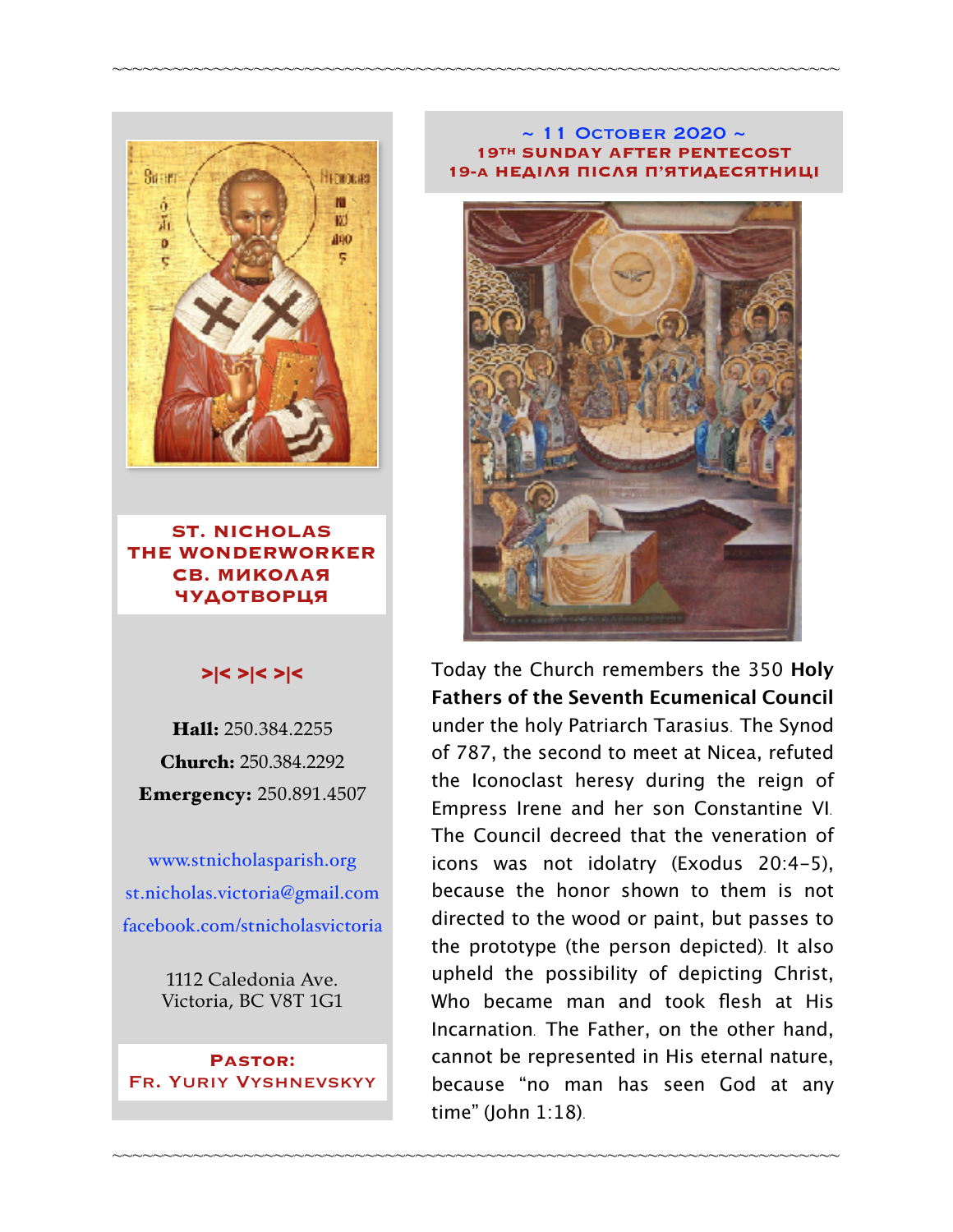**ST. NICHOLAS THE WONDERWORKER**
**СВ. МИКОЛАЯ ЧУДОТВОРЦЯ**

>|< >|< >|<

**Hall:** 250.384.2255
**Church:** 250.384.2292
**Emergency:** 250.891.4507

www.stnicholasparish.org
st.nicholas.victoria@gmail.com
facebook.com/stnicholasvictoria

1112 Caledonia Ave.
Victoria, BC V8T 1G1

**PASTOR:**
**FR. YURIY VYSHNEVSKYY**

## ~ 11 October 2020 ~
### 19TH SUNDAY AFTER PENTECOST
### 19-А НЕДІЛЯ ПІСЛЯ П'ЯТИДЕСЯТНИЦІ

Today the Church remembers the 350 **Holy Fathers of the Seventh Ecumenical Council** under the holy Patriarch Tarasius. The Synod of 787, the second to meet at Nicea, refuted the Iconoclast heresy during the reign of Empress Irene and her son Constantine VI. The Council decreed that the veneration of icons was not idolatry (Exodus 20:4-5), because the honor shown to them is not directed to the wood or paint, but passes to the prototype (the person depicted). It also upheld the possibility of depicting Christ, Who became man and took flesh at His Incarnation. The Father, on the other hand, cannot be represented in His eternal nature, because "no man has seen God at any time" (John 1:18).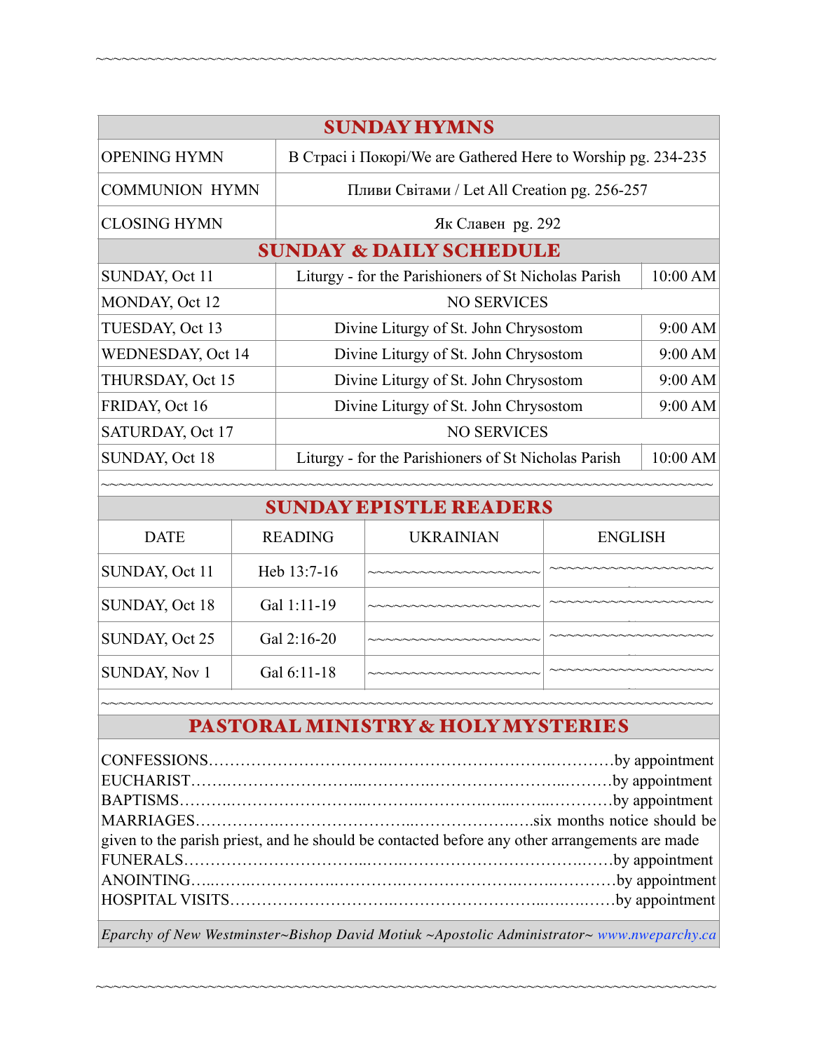## SUNDAY HYMNS

| | |
|---|---|
| OPENING HYMN | В Страсі і Покорі/We are Gathered Here to Worship pg. 234-235 |
| COMMUNION HYMN | Пливи Світами / Let All Creation pg. 256-257 |
| CLOSING HYMN | Як Славен pg. 292 |

## SUNDAY & DAILY SCHEDULE

| | | |
|---|---|---|
| SUNDAY, Oct 11 | Liturgy - for the Parishioners of St Nicholas Parish | 10:00 AM |
| MONDAY, Oct 12 | NO SERVICES | |
| TUESDAY, Oct 13 | Divine Liturgy of St. John Chrysostom | 9:00 AM |
| WEDNESDAY, Oct 14 | Divine Liturgy of St. John Chrysostom | 9:00 AM |
| THURSDAY, Oct 15 | Divine Liturgy of St. John Chrysostom | 9:00 AM |
| FRIDAY, Oct 16 | Divine Liturgy of St. John Chrysostom | 9:00 AM |
| SATURDAY, Oct 17 | NO SERVICES | |
| SUNDAY, Oct 18 | Liturgy - for the Parishioners of St Nicholas Parish | 10:00 AM |

## SUNDAY EPISTLE READERS

| DATE | READING | UKRAINIAN | ENGLISH |
|---|---|---|---|
| SUNDAY, Oct 11 | Heb 13:7-16 | ~~~~~~~~~~~~~~~~~~~~ | ~~~~~~~~~~~~~~~~~~~~ |
| SUNDAY, Oct 18 | Gal 1:11-19 | ~~~~~~~~~~~~~~~~~~~~ | ~~~~~~~~~~~~~~~~~~~~ |
| SUNDAY, Oct 25 | Gal 2:16-20 | ~~~~~~~~~~~~~~~~~~~~ | ~~~~~~~~~~~~~~~~~~~~ |
| SUNDAY, Nov 1 | Gal 6:11-18 | ~~~~~~~~~~~~~~~~~~~~ | ~~~~~~~~~~~~~~~~~~~~ |

## PASTORAL MINISTRY & HOLY MYSTERIES

CONFESSIONS……………………………………………………………………by appointment
EUCHARIST………………………………………………………………………by appointment
BAPTISMS…………………………………………………………………………by appointment
MARRIAGES…………………………………………………………….six months notice should be given to the parish priest, and he should be contacted before any other arrangements are made
FUNERALS………………………………………………………………………by appointment
ANOINTING………………………………………………………………………by appointment
HOSPITAL VISITS………………………………………………………………by appointment

*Eparchy of New Westminster~Bishop David Motiuk ~Apostolic Administrator~ www.nweparchy.ca*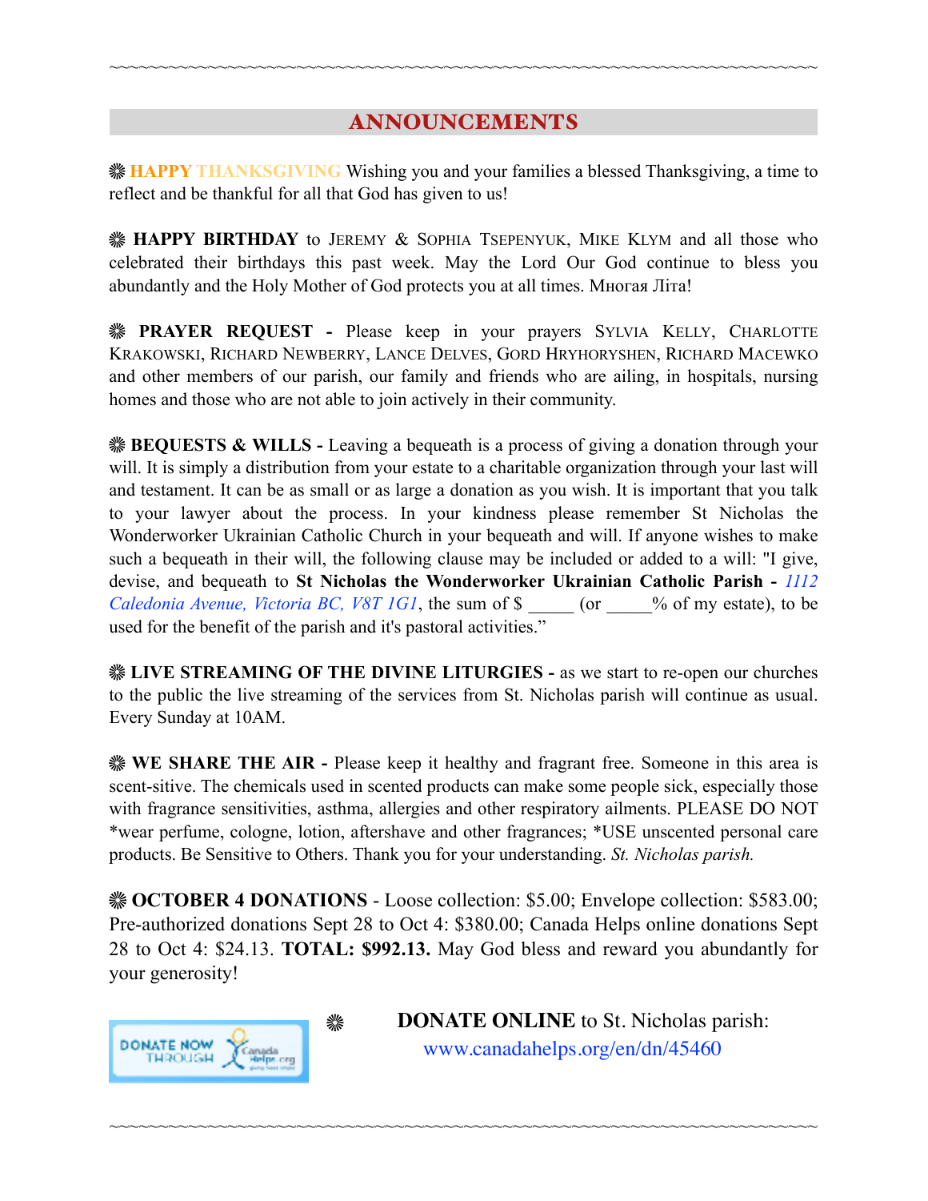~~~~~~~~~~~~~~~~~~~~~~~~~~~~~~~~~~~~~~~~~~~~~~~~~~~~~~~~~~~~~~~~~~~~~~~~~~~~~~~~

## ANNOUNCEMENTS

❋ **HAPPY THANKSGIVING** Wishing you and your families a blessed Thanksgiving, a time to reflect and be thankful for all that God has given to us!

❋ **HAPPY BIRTHDAY** to JEREMY & SOPHIA TSEPENYUK, MIKE KLYM and all those who celebrated their birthdays this past week. May the Lord Our God continue to bless you abundantly and the Holy Mother of God protects you at all times. Многая Літа!

❋ **PRAYER REQUEST -** Please keep in your prayers SYLVIA KELLY, CHARLOTTE KRAKOWSKI, RICHARD NEWBERRY, LANCE DELVES, GORD HRYHORYSHEN, RICHARD MACEWKO and other members of our parish, our family and friends who are ailing, in hospitals, nursing homes and those who are not able to join actively in their community.

❋ **BEQUESTS & WILLS -** Leaving a bequeath is a process of giving a donation through your will. It is simply a distribution from your estate to a charitable organization through your last will and testament. It can be as small or as large a donation as you wish. It is important that you talk to your lawyer about the process. In your kindness please remember St Nicholas the Wonderworker Ukrainian Catholic Church in your bequeath and will. If anyone wishes to make such a bequeath in their will, the following clause may be included or added to a will: "I give, devise, and bequeath to **St Nicholas the Wonderworker Ukrainian Catholic Parish -** *1112 Caledonia Avenue, Victoria BC, V8T 1G1*, the sum of $ _____ (or _____% of my estate), to be used for the benefit of the parish and it's pastoral activities."

❋ **LIVE STREAMING OF THE DIVINE LITURGIES -** as we start to re-open our churches to the public the live streaming of the services from St. Nicholas parish will continue as usual. Every Sunday at 10AM.

❋ **WE SHARE THE AIR -** Please keep it healthy and fragrant free. Someone in this area is scent-sitive. The chemicals used in scented products can make some people sick, especially those with fragrance sensitivities, asthma, allergies and other respiratory ailments. PLEASE DO NOT *wear perfume, cologne, lotion, aftershave and other fragrances; *USE unscented personal care products. Be Sensitive to Others. Thank you for your understanding. *St. Nicholas parish.*

❋ **OCTOBER 4 DONATIONS** - Loose collection: $5.00; Envelope collection: $583.00; Pre-authorized donations Sept 28 to Oct 4: $380.00; Canada Helps online donations Sept 28 to Oct 4: $24.13. **TOTAL: $992.13.** May God bless and reward you abundantly for your generosity!

❋ **DONATE ONLINE** to St. Nicholas parish: www.canadahelps.org/en/dn/45460

~~~~~~~~~~~~~~~~~~~~~~~~~~~~~~~~~~~~~~~~~~~~~~~~~~~~~~~~~~~~~~~~~~~~~~~~~~~~~~~~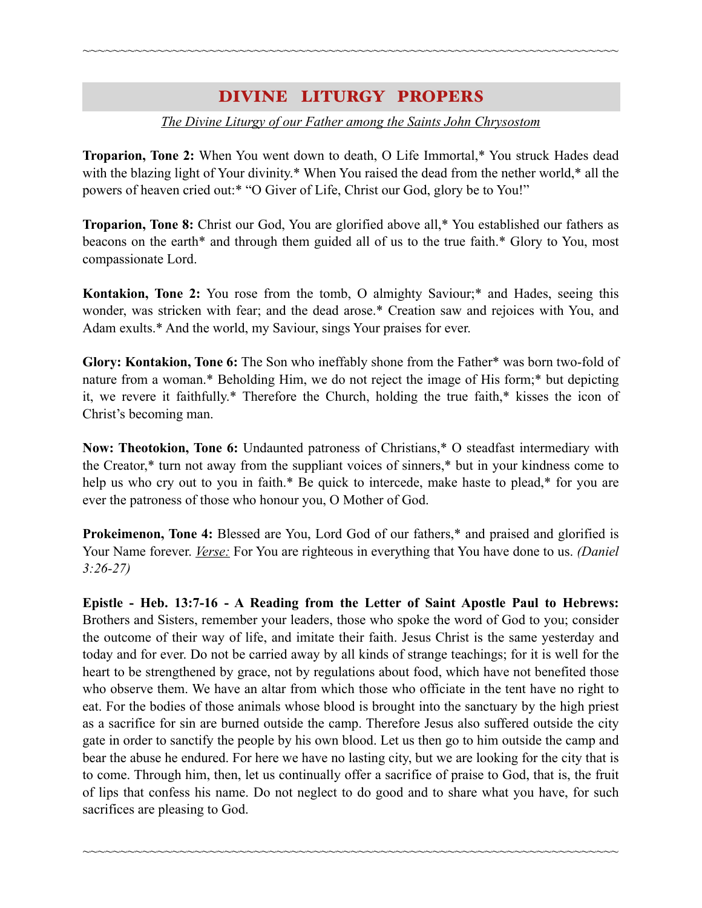## DIVINE LITURGY PROPERS

*The Divine Liturgy of our Father among the Saints John Chrysostom*

**Troparion, Tone 2:** When You went down to death, O Life Immortal,* You struck Hades dead with the blazing light of Your divinity.* When You raised the dead from the nether world,* all the powers of heaven cried out:* "O Giver of Life, Christ our God, glory be to You!"

**Troparion, Tone 8:** Christ our God, You are glorified above all,* You established our fathers as beacons on the earth* and through them guided all of us to the true faith.* Glory to You, most compassionate Lord.

**Kontakion, Tone 2:** You rose from the tomb, O almighty Saviour;* and Hades, seeing this wonder, was stricken with fear; and the dead arose.* Creation saw and rejoices with You, and Adam exults.* And the world, my Saviour, sings Your praises for ever.

**Glory: Kontakion, Tone 6:** The Son who ineffably shone from the Father* was born two-fold of nature from a woman.* Beholding Him, we do not reject the image of His form;* but depicting it, we revere it faithfully.* Therefore the Church, holding the true faith,* kisses the icon of Christ's becoming man.

**Now: Theotokion, Tone 6:** Undaunted patroness of Christians,* O steadfast intermediary with the Creator,* turn not away from the suppliant voices of sinners,* but in your kindness come to help us who cry out to you in faith.* Be quick to intercede, make haste to plead,* for you are ever the patroness of those who honour you, O Mother of God.

**Prokeimenon, Tone 4:** Blessed are You, Lord God of our fathers,* and praised and glorified is Your Name forever. *Verse:* For You are righteous in everything that You have done to us. *(Daniel 3:26-27)*

**Epistle - Heb. 13:7-16 - A Reading from the Letter of Saint Apostle Paul to Hebrews:** Brothers and Sisters, remember your leaders, those who spoke the word of God to you; consider the outcome of their way of life, and imitate their faith. Jesus Christ is the same yesterday and today and for ever. Do not be carried away by all kinds of strange teachings; for it is well for the heart to be strengthened by grace, not by regulations about food, which have not benefited those who observe them. We have an altar from which those who officiate in the tent have no right to eat. For the bodies of those animals whose blood is brought into the sanctuary by the high priest as a sacrifice for sin are burned outside the camp. Therefore Jesus also suffered outside the city gate in order to sanctify the people by his own blood. Let us then go to him outside the camp and bear the abuse he endured. For here we have no lasting city, but we are looking for the city that is to come. Through him, then, let us continually offer a sacrifice of praise to God, that is, the fruit of lips that confess his name. Do not neglect to do good and to share what you have, for such sacrifices are pleasing to God.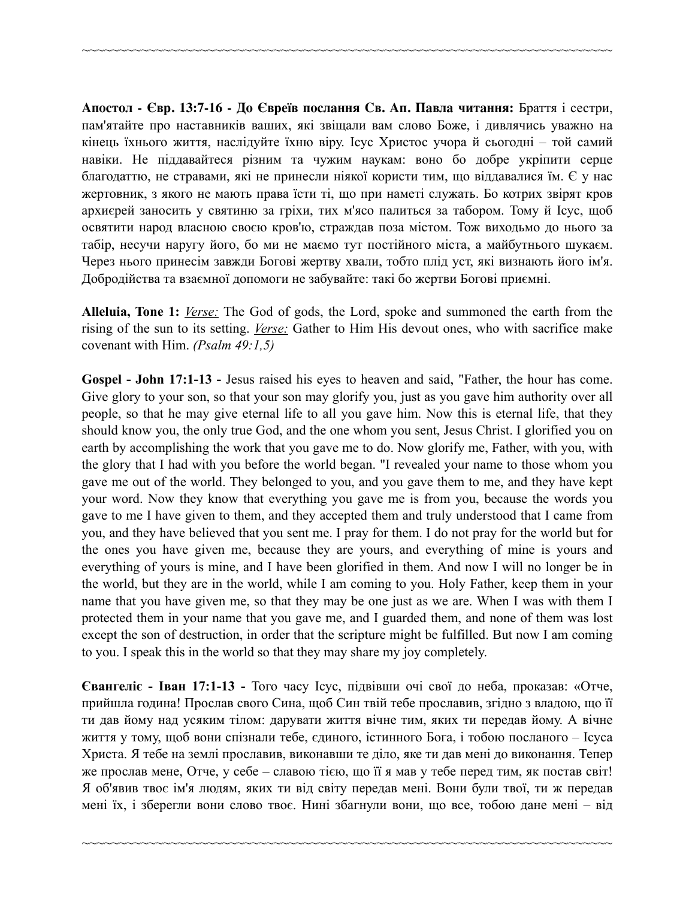**Апостол - Євр. 13:7-16 - До Євреїв послання Св. Ап. Павла читання:** Браття і сестри, пам'ятайте про наставників ваших, які звіщали вам слово Боже, і дивлячись уважно на кінець їхнього життя, наслідуйте їхню віру. Ісус Христос учора й сьогодні – той самий навіки. Не піддавайтеся різним та чужим наукам: воно бо добре укріпити серце благодаттю, не стравами, які не принесли ніякої користи тим, що віддавалися їм. Є у нас жертовник, з якого не мають права їсти ті, що при наметі служать. Бо котрих звірят кров архиєрей заносить у святиню за гріхи, тих м'ясо палиться за табором. Тому й Ісус, щоб освятити народ власною своєю кров'ю, страждав поза містом. Тож виходьмо до нього за табір, несучи наругу його, бо ми не маємо тут постійного міста, а майбутнього шукаєм. Через нього принесім завжди Богові жертву хвали, тобто плід уст, які визнають його ім'я. Добродійства та взаємної допомоги не забувайте: такі бо жертви Богові приємні.

**Alleluia, Tone 1:** *Verse:* The God of gods, the Lord, spoke and summoned the earth from the rising of the sun to its setting. *Verse:* Gather to Him His devout ones, who with sacrifice make covenant with Him. *(Psalm 49:1,5)*

**Gospel - John 17:1-13 -** Jesus raised his eyes to heaven and said, "Father, the hour has come. Give glory to your son, so that your son may glorify you, just as you gave him authority over all people, so that he may give eternal life to all you gave him. Now this is eternal life, that they should know you, the only true God, and the one whom you sent, Jesus Christ. I glorified you on earth by accomplishing the work that you gave me to do. Now glorify me, Father, with you, with the glory that I had with you before the world began. "I revealed your name to those whom you gave me out of the world. They belonged to you, and you gave them to me, and they have kept your word. Now they know that everything you gave me is from you, because the words you gave to me I have given to them, and they accepted them and truly understood that I came from you, and they have believed that you sent me. I pray for them. I do not pray for the world but for the ones you have given me, because they are yours, and everything of mine is yours and everything of yours is mine, and I have been glorified in them. And now I will no longer be in the world, but they are in the world, while I am coming to you. Holy Father, keep them in your name that you have given me, so that they may be one just as we are. When I was with them I protected them in your name that you gave me, and I guarded them, and none of them was lost except the son of destruction, in order that the scripture might be fulfilled. But now I am coming to you. I speak this in the world so that they may share my joy completely.

**Євангеліє - Іван 17:1-13 -** Того часу Ісус, підвівши очі свої до неба, проказав: «Отче, прийшла година! Прослав свого Сина, щоб Син твій тебе прославив, згідно з владою, що її ти дав йому над усяким тілом: дарувати життя вічне тим, яких ти передав йому. А вічне життя у тому, щоб вони спізнали тебе, єдиного, істинного Бога, і тобою посланого – Ісуса Христа. Я тебе на землі прославив, виконавши те діло, яке ти дав мені до виконання. Тепер же прослав мене, Отче, у себе – славою тією, що її я мав у тебе перед тим, як постав світ! Я об'явив твоє ім'я людям, яких ти від світу передав мені. Вони були твої, ти ж передав мені їх, і зберегли вони слово твоє. Нині збагнули вони, що все, тобою дане мені – від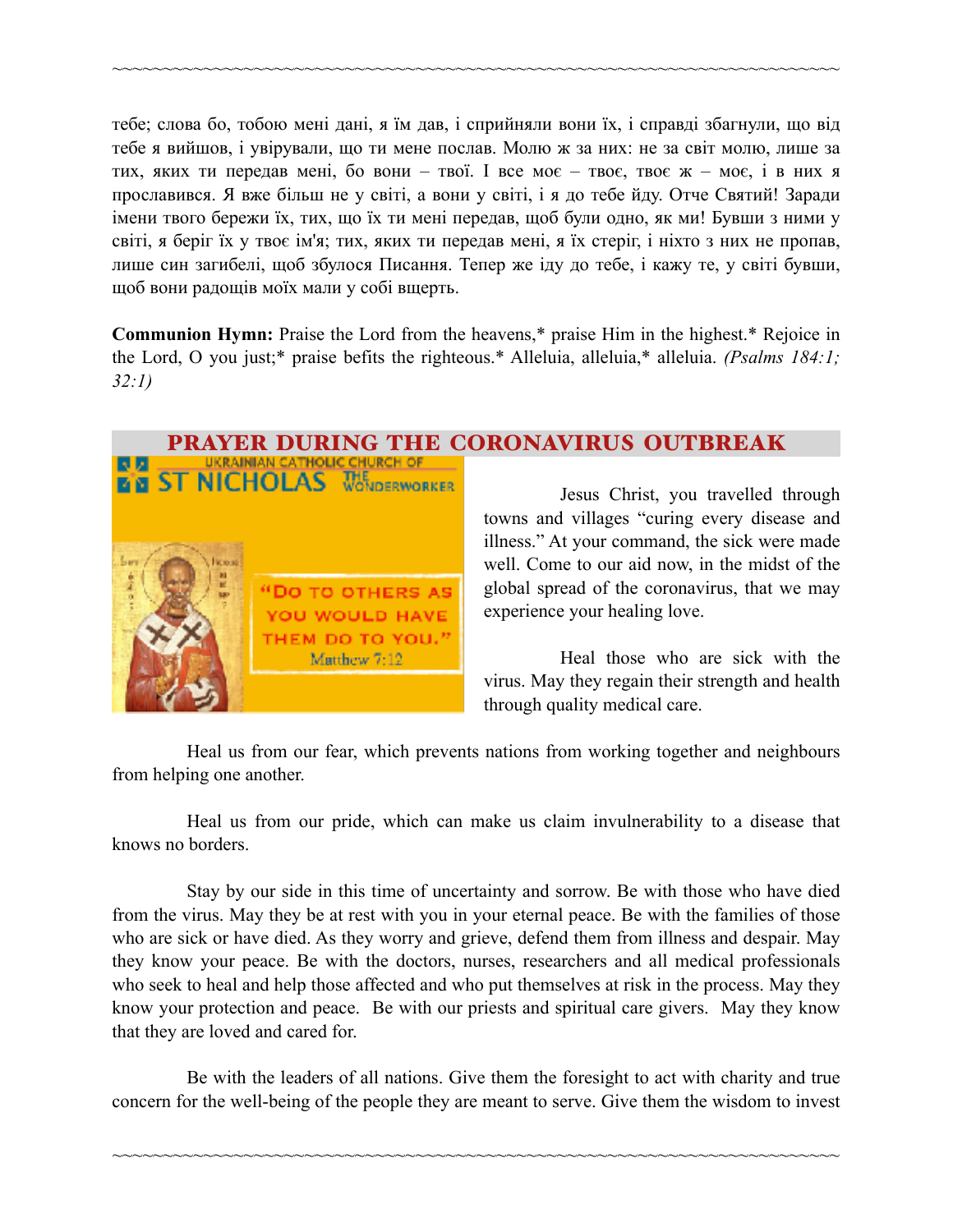тебе; слова бо, тобою мені дані, я їм дав, і сприйняли вони їх, і справді збагнули, що від тебе я вийшов, і увірували, що ти мене послав. Молю ж за них: не за світ молю, лише за тих, яких ти передав мені, бо вони – твої. І все моє – твоє, твоє ж – моє, і в них я прославився. Я вже більш не у світі, а вони у світі, і я до тебе йду. Отче Святий! Заради імени твого бережи їх, тих, що їх ти мені передав, щоб були одно, як ми! Бувши з ними у світі, я беріг їх у твоє ім'я; тих, яких ти передав мені, я їх стеріг, і ніхто з них не пропав, лише син загибелі, щоб збулося Писання. Тепер же іду до тебе, і кажу те, у світі бувши, щоб вони радощів моїх мали у собі вщерть.

**Communion Hymn:** Praise the Lord from the heavens,* praise Him in the highest.* Rejoice in the Lord, O you just;* praise befits the righteous.* Alleluia, alleluia,* alleluia. *(Psalms 184:1; 32:1)*

## PRAYER DURING THE CORONAVIRUS OUTBREAK

UKRAINIAN CATHOLIC CHURCH OF ST NICHOLAS THE WONDERWORKER

"Do to others as you would have them do to you." Matthew 7:12

Jesus Christ, you travelled through towns and villages "curing every disease and illness." At your command, the sick were made well. Come to our aid now, in the midst of the global spread of the coronavirus, that we may experience your healing love.

Heal those who are sick with the virus. May they regain their strength and health through quality medical care.

Heal us from our fear, which prevents nations from working together and neighbours from helping one another.

Heal us from our pride, which can make us claim invulnerability to a disease that knows no borders.

Stay by our side in this time of uncertainty and sorrow. Be with those who have died from the virus. May they be at rest with you in your eternal peace. Be with the families of those who are sick or have died. As they worry and grieve, defend them from illness and despair. May they know your peace. Be with the doctors, nurses, researchers and all medical professionals who seek to heal and help those affected and who put themselves at risk in the process. May they know your protection and peace. Be with our priests and spiritual care givers. May they know that they are loved and cared for.

Be with the leaders of all nations. Give them the foresight to act with charity and true concern for the well-being of the people they are meant to serve. Give them the wisdom to invest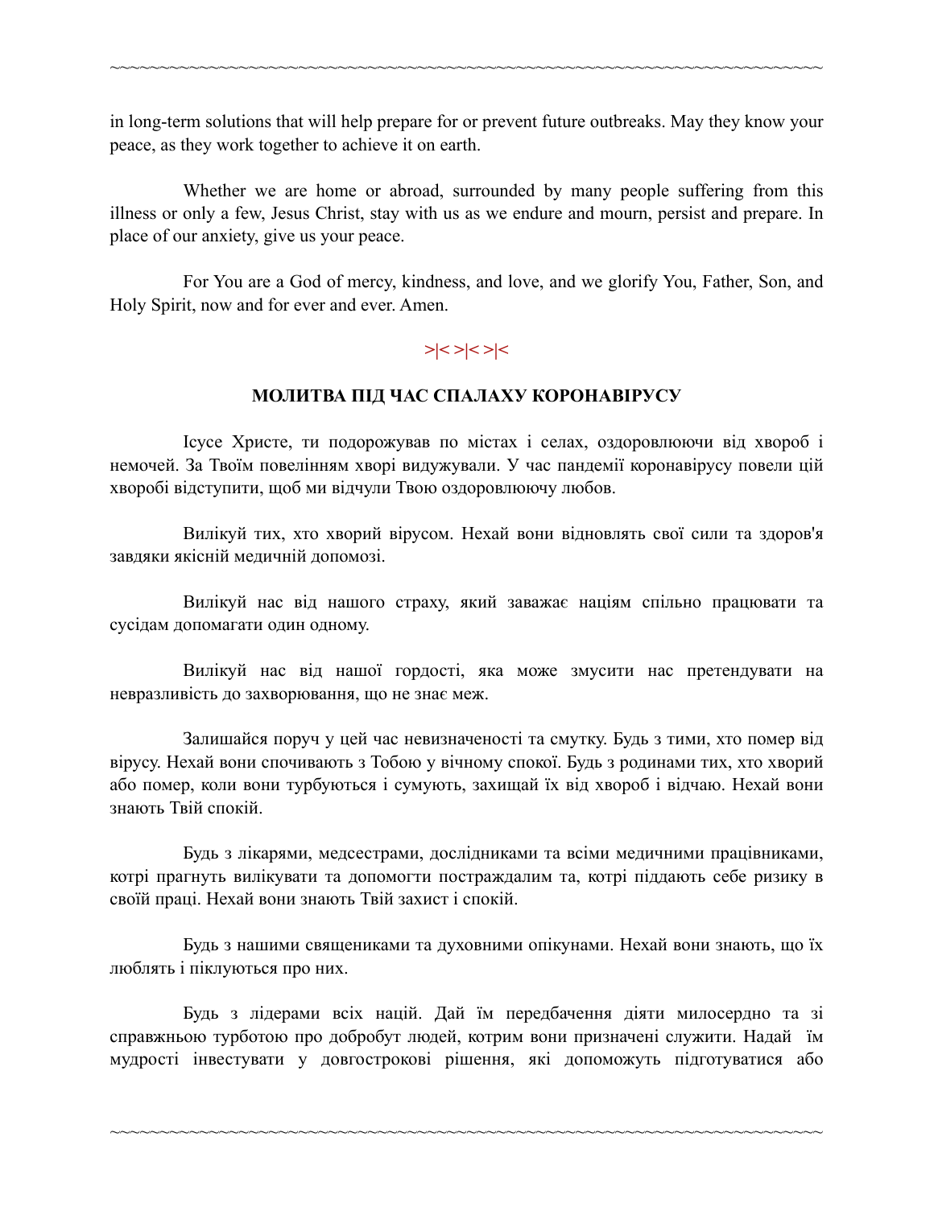in long-term solutions that will help prepare for or prevent future outbreaks. May they know your peace, as they work together to achieve it on earth.

Whether we are home or abroad, surrounded by many people suffering from this illness or only a few, Jesus Christ, stay with us as we endure and mourn, persist and prepare. In place of our anxiety, give us your peace.

For You are a God of mercy, kindness, and love, and we glorify You, Father, Son, and Holy Spirit, now and for ever and ever. Amen.

>|< >|< >|<

**МОЛИТВА ПІД ЧАС СПАЛАХУ КОРОНАВІРУСУ**

Ісусе Христе, ти подорожував по містах і селах, оздоровлюючи від хвороб і немочей. За Твоїм повелінням хворі видужували. У час пандемії коронавірусу повели цій хворобі відступити, щоб ми відчули Твою оздоровлюючу любов.

Вилікуй тих, хто хворий вірусом. Нехай вони відновлять свої сили та здоров'я завдяки якісній медичній допомозі.

Вилікуй нас від нашого страху, який заважає націям спільно працювати та сусідам допомагати один одному.

Вилікуй нас від нашої гордості, яка може змусити нас претендувати на невразливість до захворювання, що не знає меж.

Залишайся поруч у цей час невизначеності та смутку. Будь з тими, хто помер від вірусу. Нехай вони спочивають з Тобою у вічному спокої. Будь з родинами тих, хто хворий або помер, коли вони турбуються і сумують, захищай їх від хвороб і відчаю. Нехай вони знають Твій спокій.

Будь з лікарями, медсестрами, дослідниками та всіми медичними працівниками, котрі прагнуть вилікувати та допомогти постраждалим та, котрі піддають себе ризику в своїй праці. Нехай вони знають Твій захист і спокій.

Будь з нашими священиками та духовними опікунами. Нехай вони знають, що їх люблять і піклуються про них.

Будь з лідерами всіх націй. Дай їм передбачення діяти милосердно та зі справжньою турботою про добробут людей, котрим вони призначені служити. Надай їм мудрості інвестувати у довгострокові рішення, які допоможуть підготуватися або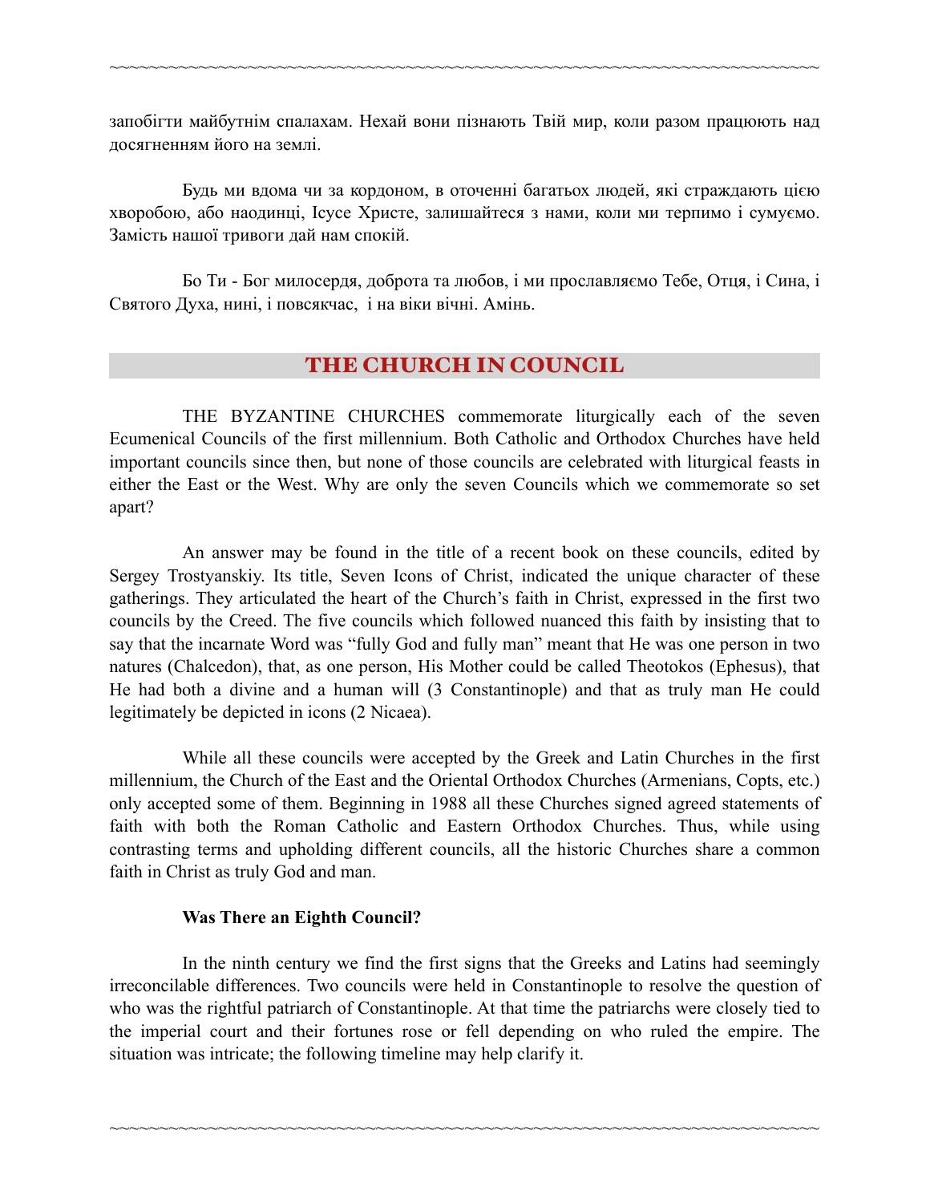запобігти майбутнім спалахам. Нехай вони пізнають Твій мир, коли разом працюють над досягненням його на землі.

Будь ми вдома чи за кордоном, в оточенні багатьох людей, які страждають цією хворобою, або наодинці, Ісусе Христе, залишайтеся з нами, коли ми терпимо і сумуємо. Замість нашої тривоги дай нам спокій.

Бо Ти - Бог милосердя, доброта та любов, і ми прославляємо Тебе, Отця, і Сина, і Святого Духа, нині, і повсякчас, і на віки вічні. Амінь.

## THE CHURCH IN COUNCIL

THE BYZANTINE CHURCHES commemorate liturgically each of the seven Ecumenical Councils of the first millennium. Both Catholic and Orthodox Churches have held important councils since then, but none of those councils are celebrated with liturgical feasts in either the East or the West. Why are only the seven Councils which we commemorate so set apart?

An answer may be found in the title of a recent book on these councils, edited by Sergey Trostyanskiy. Its title, Seven Icons of Christ, indicated the unique character of these gatherings. They articulated the heart of the Church's faith in Christ, expressed in the first two councils by the Creed. The five councils which followed nuanced this faith by insisting that to say that the incarnate Word was "fully God and fully man" meant that He was one person in two natures (Chalcedon), that, as one person, His Mother could be called Theotokos (Ephesus), that He had both a divine and a human will (3 Constantinople) and that as truly man He could legitimately be depicted in icons (2 Nicaea).

While all these councils were accepted by the Greek and Latin Churches in the first millennium, the Church of the East and the Oriental Orthodox Churches (Armenians, Copts, etc.) only accepted some of them. Beginning in 1988 all these Churches signed agreed statements of faith with both the Roman Catholic and Eastern Orthodox Churches. Thus, while using contrasting terms and upholding different councils, all the historic Churches share a common faith in Christ as truly God and man.

### Was There an Eighth Council?

In the ninth century we find the first signs that the Greeks and Latins had seemingly irreconcilable differences. Two councils were held in Constantinople to resolve the question of who was the rightful patriarch of Constantinople. At that time the patriarchs were closely tied to the imperial court and their fortunes rose or fell depending on who ruled the empire. The situation was intricate; the following timeline may help clarify it.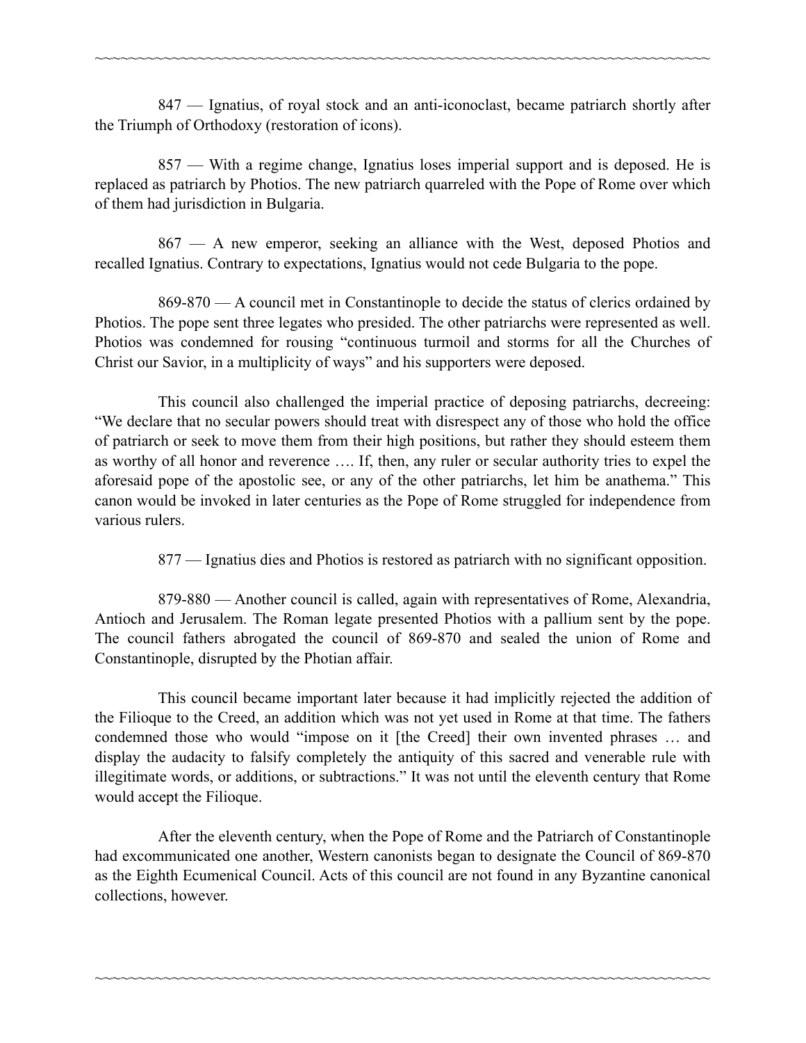847 — Ignatius, of royal stock and an anti-iconoclast, became patriarch shortly after the Triumph of Orthodoxy (restoration of icons).

857 — With a regime change, Ignatius loses imperial support and is deposed. He is replaced as patriarch by Photios. The new patriarch quarreled with the Pope of Rome over which of them had jurisdiction in Bulgaria.

867 — A new emperor, seeking an alliance with the West, deposed Photios and recalled Ignatius. Contrary to expectations, Ignatius would not cede Bulgaria to the pope.

869-870 — A council met in Constantinople to decide the status of clerics ordained by Photios. The pope sent three legates who presided. The other patriarchs were represented as well. Photios was condemned for rousing "continuous turmoil and storms for all the Churches of Christ our Savior, in a multiplicity of ways" and his supporters were deposed.

This council also challenged the imperial practice of deposing patriarchs, decreeing: "We declare that no secular powers should treat with disrespect any of those who hold the office of patriarch or seek to move them from their high positions, but rather they should esteem them as worthy of all honor and reverence …. If, then, any ruler or secular authority tries to expel the aforesaid pope of the apostolic see, or any of the other patriarchs, let him be anathema." This canon would be invoked in later centuries as the Pope of Rome struggled for independence from various rulers.

877 — Ignatius dies and Photios is restored as patriarch with no significant opposition.

879-880 — Another council is called, again with representatives of Rome, Alexandria, Antioch and Jerusalem. The Roman legate presented Photios with a pallium sent by the pope. The council fathers abrogated the council of 869-870 and sealed the union of Rome and Constantinople, disrupted by the Photian affair.

This council became important later because it had implicitly rejected the addition of the Filioque to the Creed, an addition which was not yet used in Rome at that time. The fathers condemned those who would "impose on it [the Creed] their own invented phrases … and display the audacity to falsify completely the antiquity of this sacred and venerable rule with illegitimate words, or additions, or subtractions." It was not until the eleventh century that Rome would accept the Filioque.

After the eleventh century, when the Pope of Rome and the Patriarch of Constantinople had excommunicated one another, Western canonists began to designate the Council of 869-870 as the Eighth Ecumenical Council. Acts of this council are not found in any Byzantine canonical collections, however.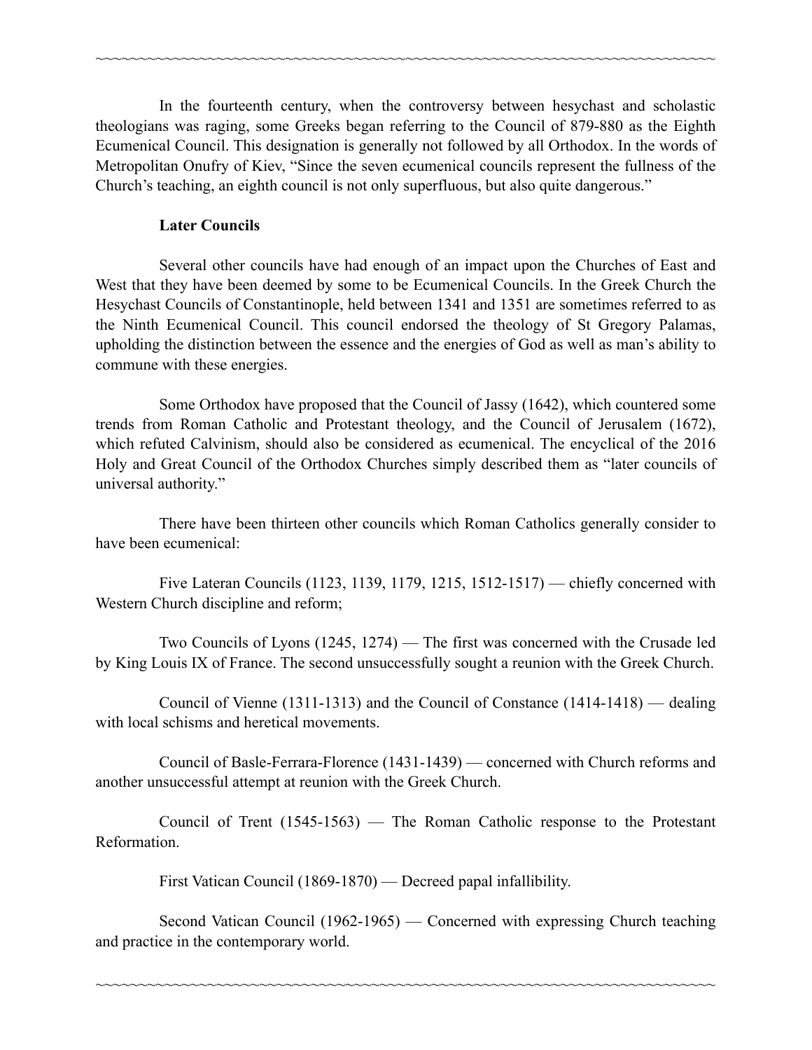In the fourteenth century, when the controversy between hesychast and scholastic theologians was raging, some Greeks began referring to the Council of 879-880 as the Eighth Ecumenical Council. This designation is generally not followed by all Orthodox. In the words of Metropolitan Onufry of Kiev, "Since the seven ecumenical councils represent the fullness of the Church's teaching, an eighth council is not only superfluous, but also quite dangerous."

**Later Councils**

Several other councils have had enough of an impact upon the Churches of East and West that they have been deemed by some to be Ecumenical Councils. In the Greek Church the Hesychast Councils of Constantinople, held between 1341 and 1351 are sometimes referred to as the Ninth Ecumenical Council. This council endorsed the theology of St Gregory Palamas, upholding the distinction between the essence and the energies of God as well as man's ability to commune with these energies.

Some Orthodox have proposed that the Council of Jassy (1642), which countered some trends from Roman Catholic and Protestant theology, and the Council of Jerusalem (1672), which refuted Calvinism, should also be considered as ecumenical. The encyclical of the 2016 Holy and Great Council of the Orthodox Churches simply described them as "later councils of universal authority."

There have been thirteen other councils which Roman Catholics generally consider to have been ecumenical:

Five Lateran Councils (1123, 1139, 1179, 1215, 1512-1517) — chiefly concerned with Western Church discipline and reform;

Two Councils of Lyons (1245, 1274) — The first was concerned with the Crusade led by King Louis IX of France. The second unsuccessfully sought a reunion with the Greek Church.

Council of Vienne (1311-1313) and the Council of Constance (1414-1418) — dealing with local schisms and heretical movements.

Council of Basle-Ferrara-Florence (1431-1439) — concerned with Church reforms and another unsuccessful attempt at reunion with the Greek Church.

Council of Trent (1545-1563) — The Roman Catholic response to the Protestant Reformation.

First Vatican Council (1869-1870) — Decreed papal infallibility.

Second Vatican Council (1962-1965) — Concerned with expressing Church teaching and practice in the contemporary world.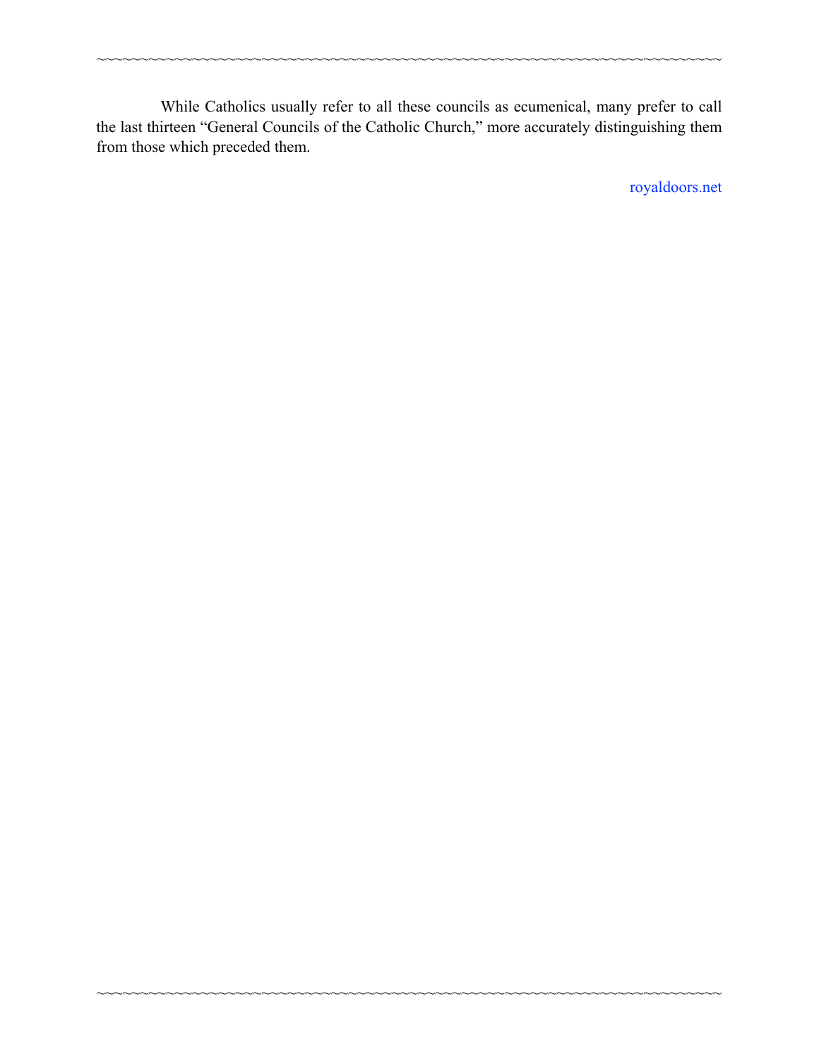While Catholics usually refer to all these councils as ecumenical, many prefer to call the last thirteen “General Councils of the Catholic Church,” more accurately distinguishing them from those which preceded them.

royaldoors.net